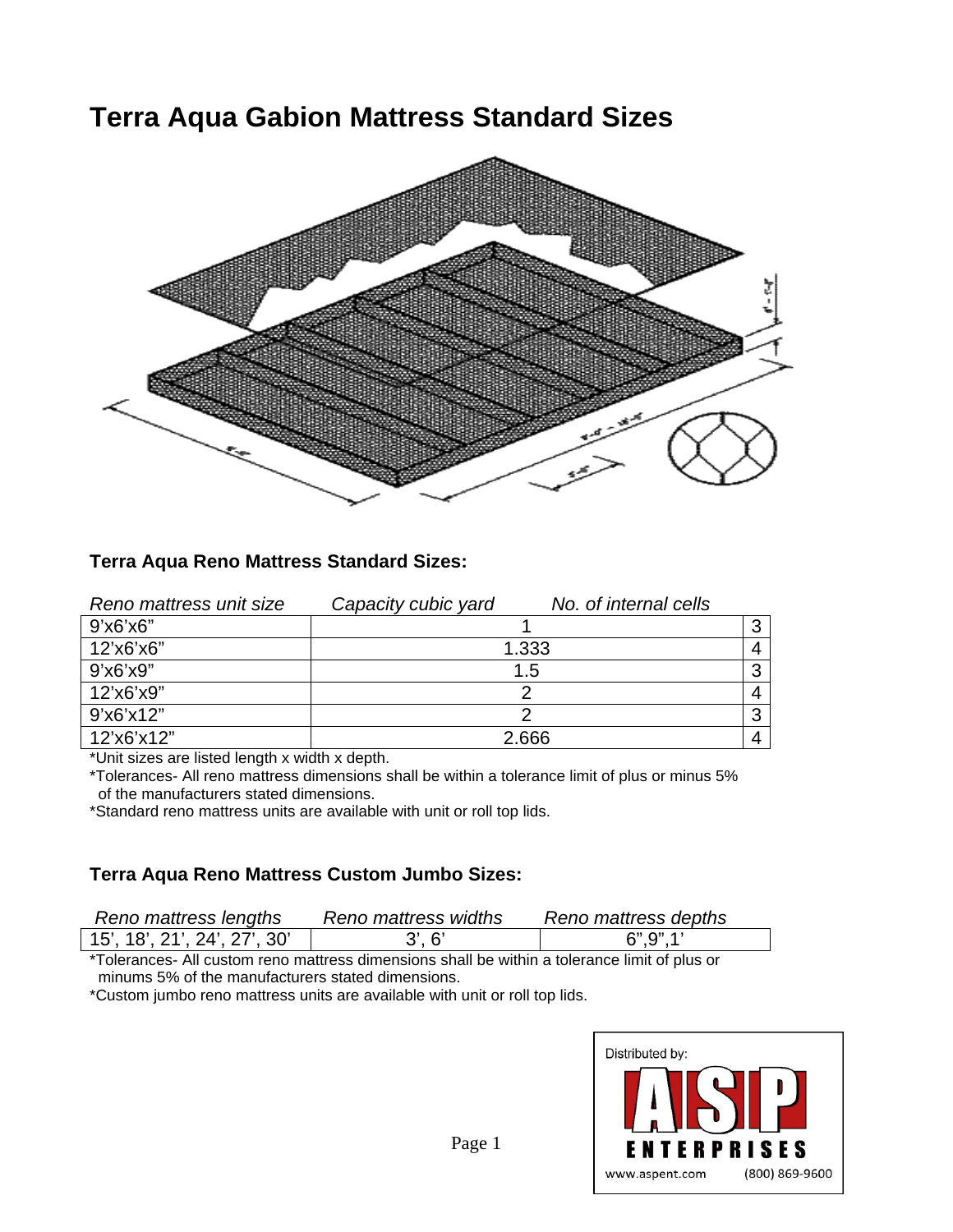# Terra Aqua Gabion Mattress Standard Sizes

### Terra Aqua Reno Mattress Standard Sizes:

| *Reno mattress unit size* | *Capacity cubic yard* | *No. of internal cells* |
|---|---|---|
| 9'x6'x6" | 1 | 3 |
| 12'x6'x6" | 1.333 | 4 |
| 9'x6'x9" | 1.5 | 3 |
| 12'x6'x9" | 2 | 4 |
| 9'x6'x12" | 2 | 3 |
| 12'x6'x12" | 2.666 | 4 |

*Unit sizes are listed length x width x depth.

*Tolerances- All reno mattress dimensions shall be within a tolerance limit of plus or minus 5% of the manufacturers stated dimensions.

*Standard reno mattress units are available with unit or roll top lids.

### Terra Aqua Reno Mattress Custom Jumbo Sizes:

| *Reno mattress lengths* | *Reno mattress widths* | *Reno mattress depths* |
|---|---|---|
| 15', 18', 21', 24', 27', 30' | 3', 6' | 6",9",1' |

*Tolerances- All custom reno mattress dimensions shall be within a tolerance limit of plus or minums 5% of the manufacturers stated dimensions.

*Custom jumbo reno mattress units are available with unit or roll top lids.

Distributed by:

ASP ENTERPRISES

www.aspent.com (800) 869-9600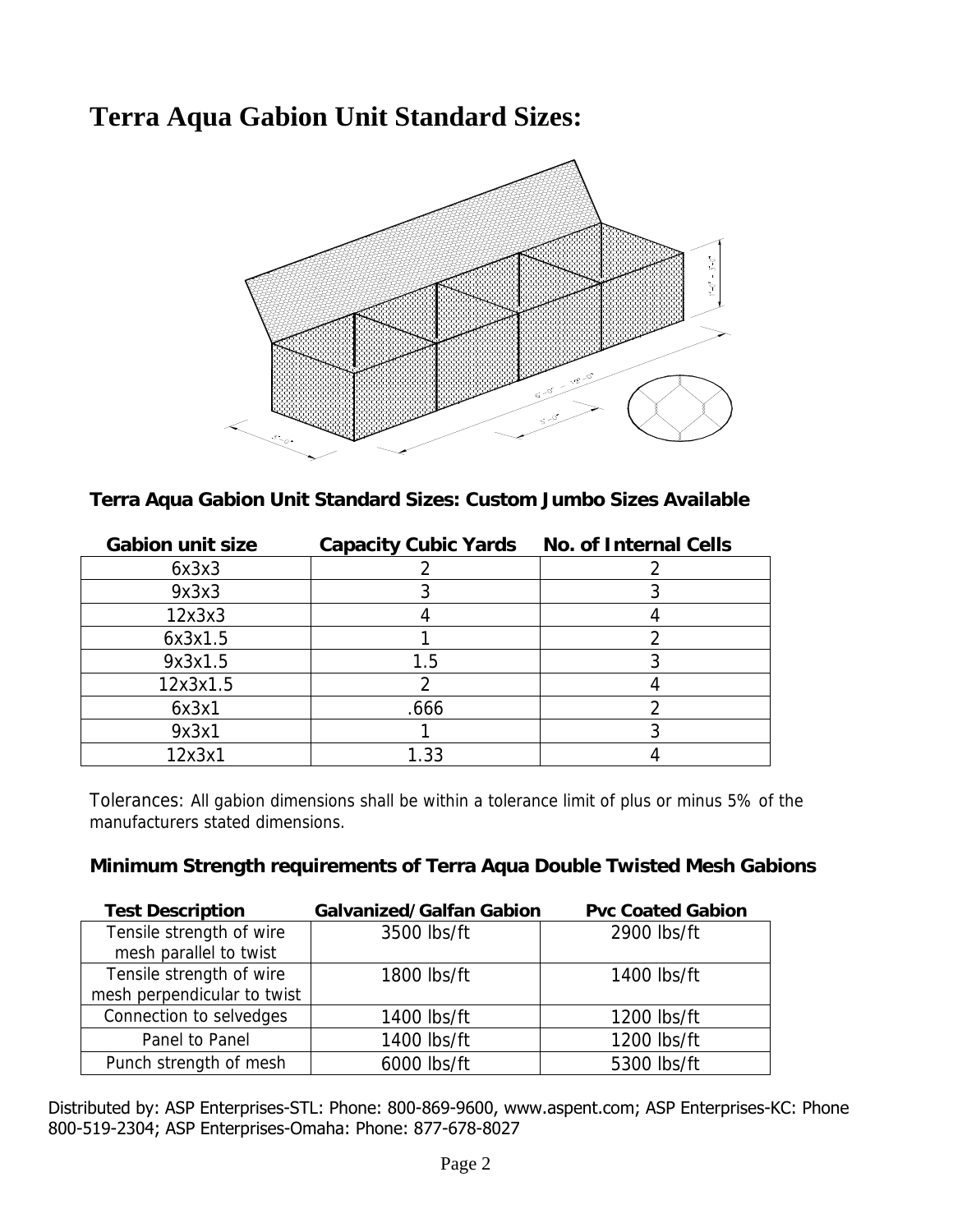# Terra Aqua Gabion Unit Standard Sizes:

**Terra Aqua Gabion Unit Standard Sizes: Custom Jumbo Sizes Available**

| Gabion unit size | Capacity Cubic Yards | No. of Internal Cells |
|---|---|---|
| 6x3x3 | 2 | 2 |
| 9x3x3 | 3 | 3 |
| 12x3x3 | 4 | 4 |
| 6x3x1.5 | 1 | 2 |
| 9x3x1.5 | 1.5 | 3 |
| 12x3x1.5 | 2 | 4 |
| 6x3x1 | .666 | 2 |
| 9x3x1 | 1 | 3 |
| 12x3x1 | 1.33 | 4 |

Tolerances: All gabion dimensions shall be within a tolerance limit of plus or minus 5% of the manufacturers stated dimensions.

**Minimum Strength requirements of Terra Aqua Double Twisted Mesh Gabions**

| Test Description | Galvanized/Galfan Gabion | Pvc Coated Gabion |
|---|---|---|
| Tensile strength of wire mesh parallel to twist | 3500 lbs/ft | 2900 lbs/ft |
| Tensile strength of wire mesh perpendicular to twist | 1800 lbs/ft | 1400 lbs/ft |
| Connection to selvedges | 1400 lbs/ft | 1200 lbs/ft |
| Panel to Panel | 1400 lbs/ft | 1200 lbs/ft |
| Punch strength of mesh | 6000 lbs/ft | 5300 lbs/ft |

Distributed by: ASP Enterprises-STL: Phone: 800-869-9600, www.aspent.com; ASP Enterprises-KC: Phone 800-519-2304; ASP Enterprises-Omaha: Phone: 877-678-8027